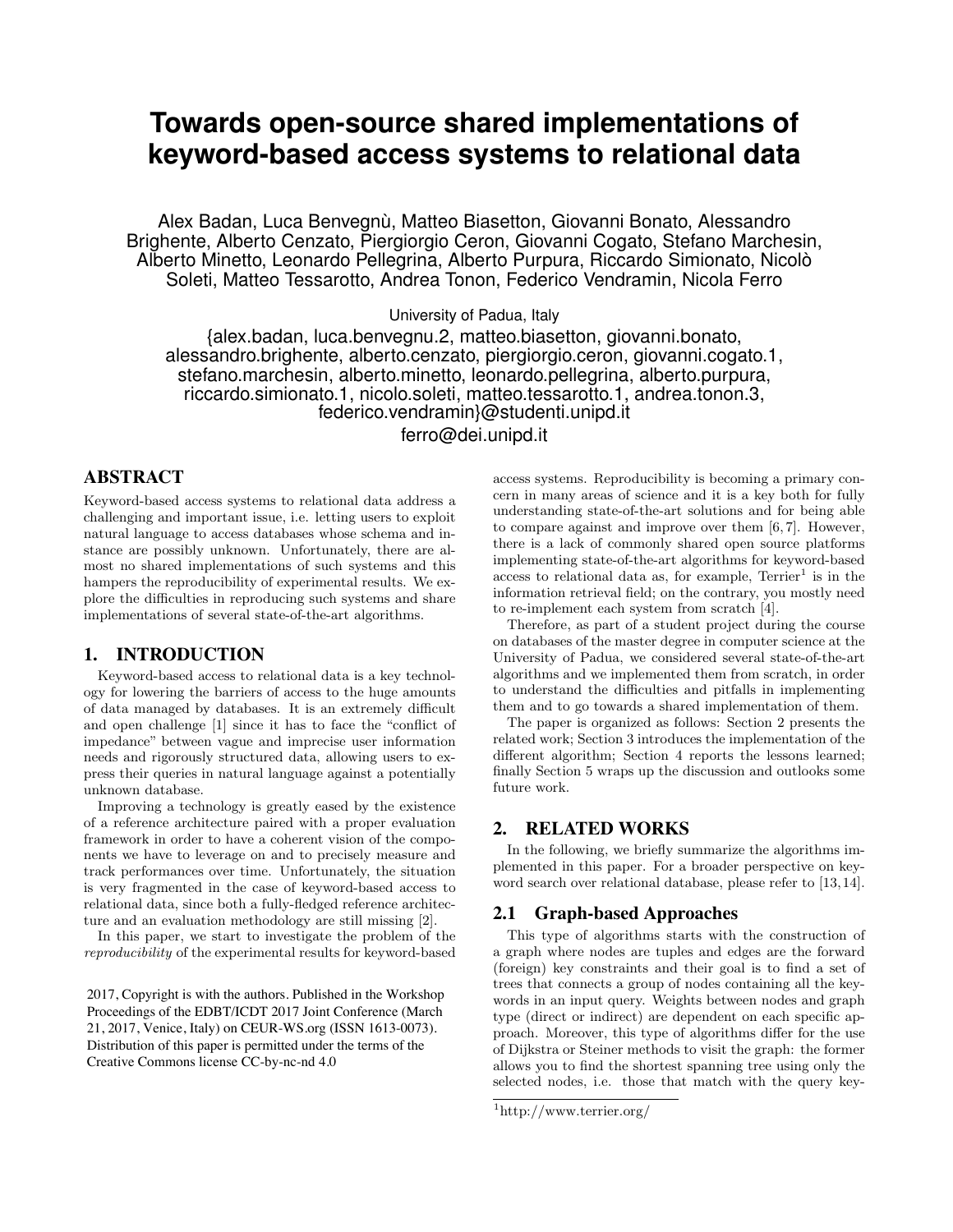# Towards open-source shared implementations of keyword-based access systems to relational data

Alex Badan, Luca Benvegnù, Matteo Biasetton, Giovanni Bonato, Alessandro Brighente, Alberto Cenzato, Piergiorgio Ceron, Giovanni Cogato, Stefano Marchesin, Alberto Minetto, Leonardo Pellegrina, Alberto Purpura, Riccardo Simionato, Nicolò Soleti, Matteo Tessarotto, Andrea Tonon, Federico Vendramin, Nicola Ferro

University of Padua, Italy

{alex.badan, luca.benvegnu.2, matteo.biasetton, giovanni.bonato, alessandro.brighente, alberto.cenzato, piergiorgio.ceron, giovanni.cogato.1, stefano.marchesin, alberto.minetto, leonardo.pellegrina, alberto.purpura, riccardo.simionato.1, nicolo.soleti, matteo.tessarotto.1, andrea.tonon.3, federico.vendramin}@studenti.unipd.it

ferro@dei.unipd.it

## ABSTRACT

Keyword-based access systems to relational data address a challenging and important issue, i.e. letting users to exploit natural language to access databases whose schema and instance are possibly unknown. Unfortunately, there are almost no shared implementations of such systems and this hampers the reproducibility of experimental results. We explore the difficulties in reproducing such systems and share implementations of several state-of-the-art algorithms.

## 1. INTRODUCTION

Keyword-based access to relational data is a key technology for lowering the barriers of access to the huge amounts of data managed by databases. It is an extremely difficult and open challenge [1] since it has to face the "conflict of impedance" between vague and imprecise user information needs and rigorously structured data, allowing users to express their queries in natural language against a potentially unknown database.

Improving a technology is greatly eased by the existence of a reference architecture paired with a proper evaluation framework in order to have a coherent vision of the components we have to leverage on and to precisely measure and track performances over time. Unfortunately, the situation is very fragmented in the case of keyword-based access to relational data, since both a fully-fledged reference architecture and an evaluation methodology are still missing [2].

In this paper, we start to investigate the problem of the *reproducibility* of the experimental results for keyword-based access systems. Reproducibility is becoming a primary concern in many areas of science and it is a key both for fully understanding state-of-the-art solutions and for being able to compare against and improve over them [6, 7]. However, there is a lack of commonly shared open source platforms implementing state-of-the-art algorithms for keyword-based access to relational data as, for example, Terrier[1] is in the information retrieval field; on the contrary, you mostly need to re-implement each system from scratch [4].

Therefore, as part of a student project during the course on databases of the master degree in computer science at the University of Padua, we considered several state-of-the-art algorithms and we implemented them from scratch, in order to understand the difficulties and pitfalls in implementing them and to go towards a shared implementation of them.

The paper is organized as follows: Section 2 presents the related work; Section 3 introduces the implementation of the different algorithm; Section 4 reports the lessons learned; finally Section 5 wraps up the discussion and outlooks some future work.

## 2. RELATED WORKS

In the following, we briefly summarize the algorithms implemented in this paper. For a broader perspective on keyword search over relational database, please refer to [13, 14].

### 2.1 Graph-based Approaches

This type of algorithms starts with the construction of a graph where nodes are tuples and edges are the forward (foreign) key constraints and their goal is to find a set of trees that connects a group of nodes containing all the keywords in an input query. Weights between nodes and graph type (direct or indirect) are dependent on each specific approach. Moreover, this type of algorithms differ for the use of Dijkstra or Steiner methods to visit the graph: the former allows you to find the shortest spanning tree using only the selected nodes, i.e. those that match with the query key-

2017, Copyright is with the authors. Published in the Workshop Proceedings of the EDBT/ICDT 2017 Joint Conference (March 21, 2017, Venice, Italy) on CEUR-WS.org (ISSN 1613-0073). Distribution of this paper is permitted under the terms of the Creative Commons license CC-by-nc-nd 4.0

[1] http://www.terrier.org/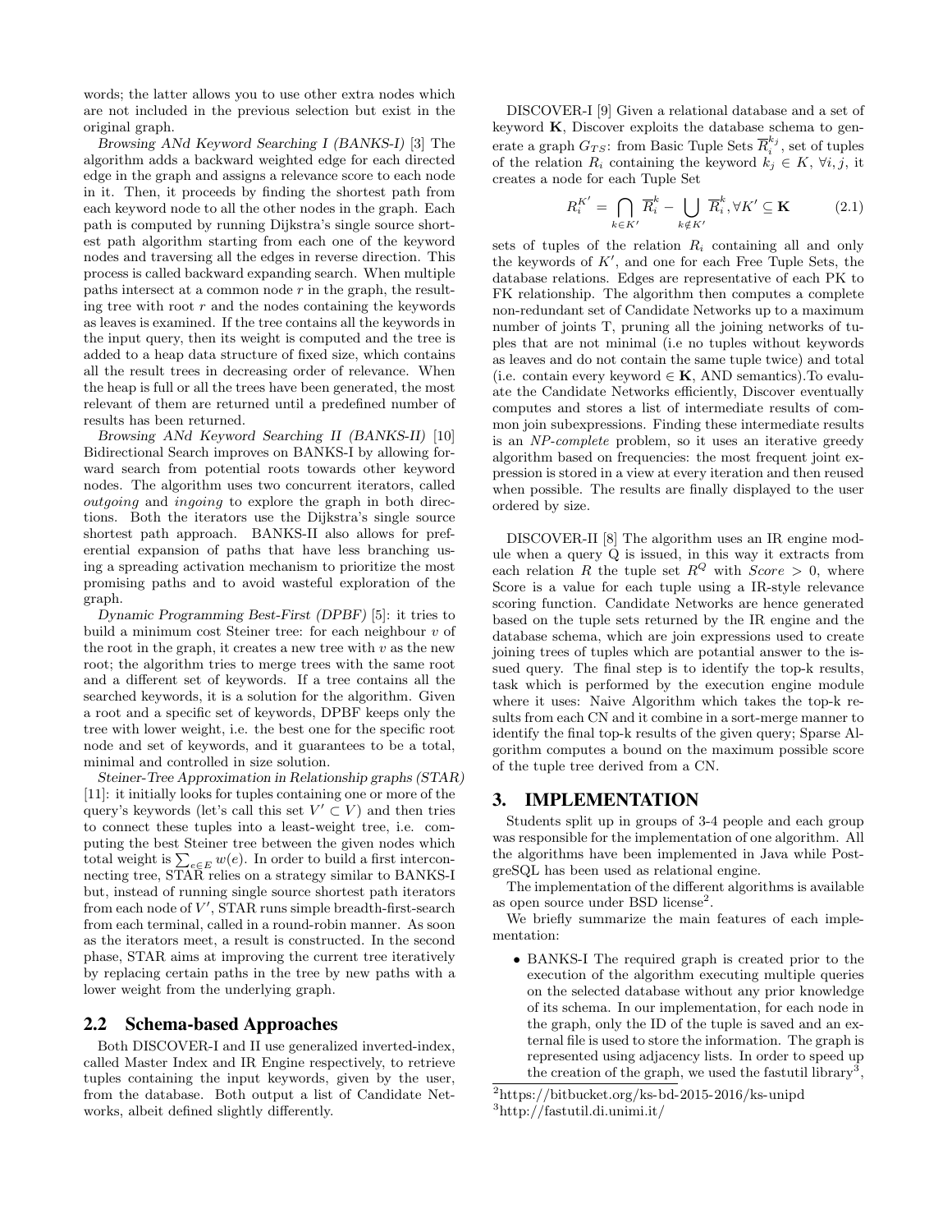words; the latter allows you to use other extra nodes which are not included in the previous selection but exist in the original graph.

*Browsing ANd Keyword Searching I (BANKS-I)* [3] The algorithm adds a backward weighted edge for each directed edge in the graph and assigns a relevance score to each node in it. Then, it proceeds by finding the shortest path from each keyword node to all the other nodes in the graph. Each path is computed by running Dijkstra's single source shortest path algorithm starting from each one of the keyword nodes and traversing all the edges in reverse direction. This process is called backward expanding search. When multiple paths intersect at a common node $r$ in the graph, the resulting tree with root $r$ and the nodes containing the keywords as leaves is examined. If the tree contains all the keywords in the input query, then its weight is computed and the tree is added to a heap data structure of fixed size, which contains all the result trees in decreasing order of relevance. When the heap is full or all the trees have been generated, the most relevant of them are returned until a predefined number of results has been returned.

*Browsing ANd Keyword Searching II (BANKS-II)* [10] Bidirectional Search improves on BANKS-I by allowing forward search from potential roots towards other keyword nodes. The algorithm uses two concurrent iterators, called *outgoing* and *ingoing* to explore the graph in both directions. Both the iterators use the Dijkstra's single source shortest path approach. BANKS-II also allows for preferential expansion of paths that have less branching using a spreading activation mechanism to prioritize the most promising paths and to avoid wasteful exploration of the graph.

*Dynamic Programming Best-First (DPBF)* [5]: it tries to build a minimum cost Steiner tree: for each neighbour $v$ of the root in the graph, it creates a new tree with $v$ as the new root; the algorithm tries to merge trees with the same root and a different set of keywords. If a tree contains all the searched keywords, it is a solution for the algorithm. Given a root and a specific set of keywords, DPBF keeps only the tree with lower weight, i.e. the best one for the specific root node and set of keywords, and it guarantees to be a total, minimal and controlled in size solution.

*Steiner-Tree Approximation in Relationship graphs (STAR)* [11]: it initially looks for tuples containing one or more of the query's keywords (let's call this set $V' \subset V$) and then tries to connect these tuples into a least-weight tree, i.e. computing the best Steiner tree between the given nodes which total weight is $\sum_{e \in E} w(e)$. In order to build a first interconnecting tree, STAR relies on a strategy similar to BANKS-I but, instead of running single source shortest path iterators from each node of $V'$, STAR runs simple breadth-first-search from each terminal, called in a round-robin manner. As soon as the iterators meet, a result is constructed. In the second phase, STAR aims at improving the current tree iteratively by replacing certain paths in the tree by new paths with a lower weight from the underlying graph.

## 2.2 Schema-based Approaches

Both DISCOVER-I and II use generalized inverted-index, called Master Index and IR Engine respectively, to retrieve tuples containing the input keywords, given by the user, from the database. Both output a list of Candidate Networks, albeit defined slightly differently.

DISCOVER-I [9] Given a relational database and a set of keyword $\mathbf{K}$, Discover exploits the database schema to generate a graph $G_{TS}$: from Basic Tuple Sets $\overline{R}_i^{k_j}$, set of tuples of the relation $R_i$ containing the keyword $k_j \in K$, $\forall i, j$, it creates a node for each Tuple Set

$$R_i^{K'} = \bigcap_{k \in K'} \overline{R}_i^k - \bigcup_{k \notin K'} \overline{R}_i^k, \forall K' \subseteq \mathbf{K} \qquad (2.1)$$

sets of tuples of the relation $R_i$ containing all and only the keywords of $K'$, and one for each Free Tuple Sets, the database relations. Edges are representative of each PK to FK relationship. The algorithm then computes a complete non-redundant set of Candidate Networks up to a maximum number of joints T, pruning all the joining networks of tuples that are not minimal (i.e no tuples without keywords as leaves and do not contain the same tuple twice) and total (i.e. contain every keyword $\in \mathbf{K}$, AND semantics).To evaluate the Candidate Networks efficiently, Discover eventually computes and stores a list of intermediate results of common join subexpressions. Finding these intermediate results is an *NP-complete* problem, so it uses an iterative greedy algorithm based on frequencies: the most frequent joint expression is stored in a view at every iteration and then reused when possible. The results are finally displayed to the user ordered by size.

DISCOVER-II [8] The algorithm uses an IR engine module when a query Q is issued, in this way it extracts from each relation $R$ the tuple set $R^Q$ with $Score > 0$, where Score is a value for each tuple using a IR-style relevance scoring function. Candidate Networks are hence generated based on the tuple sets returned by the IR engine and the database schema, which are join expressions used to create joining trees of tuples which are potential answer to the issued query. The final step is to identify the top-k results, task which is performed by the execution engine module where it uses: Naive Algorithm which takes the top-k results from each CN and it combine in a sort-merge manner to identify the final top-k results of the given query; Sparse Algorithm computes a bound on the maximum possible score of the tuple tree derived from a CN.

# 3. IMPLEMENTATION

Students split up in groups of 3-4 people and each group was responsible for the implementation of one algorithm. All the algorithms have been implemented in Java while PostgreSQL has been used as relational engine.

The implementation of the different algorithms is available as open source under BSD license[2].

We briefly summarize the main features of each implementation:

- BANKS-I The required graph is created prior to the execution of the algorithm executing multiple queries on the selected database without any prior knowledge of its schema. In our implementation, for each node in the graph, only the ID of the tuple is saved and an external file is used to store the information. The graph is represented using adjacency lists. In order to speed up the creation of the graph, we used the fastutil library[3],

[2] https://bitbucket.org/ks-bd-2015-2016/ks-unipd

[3] http://fastutil.di.unimi.it/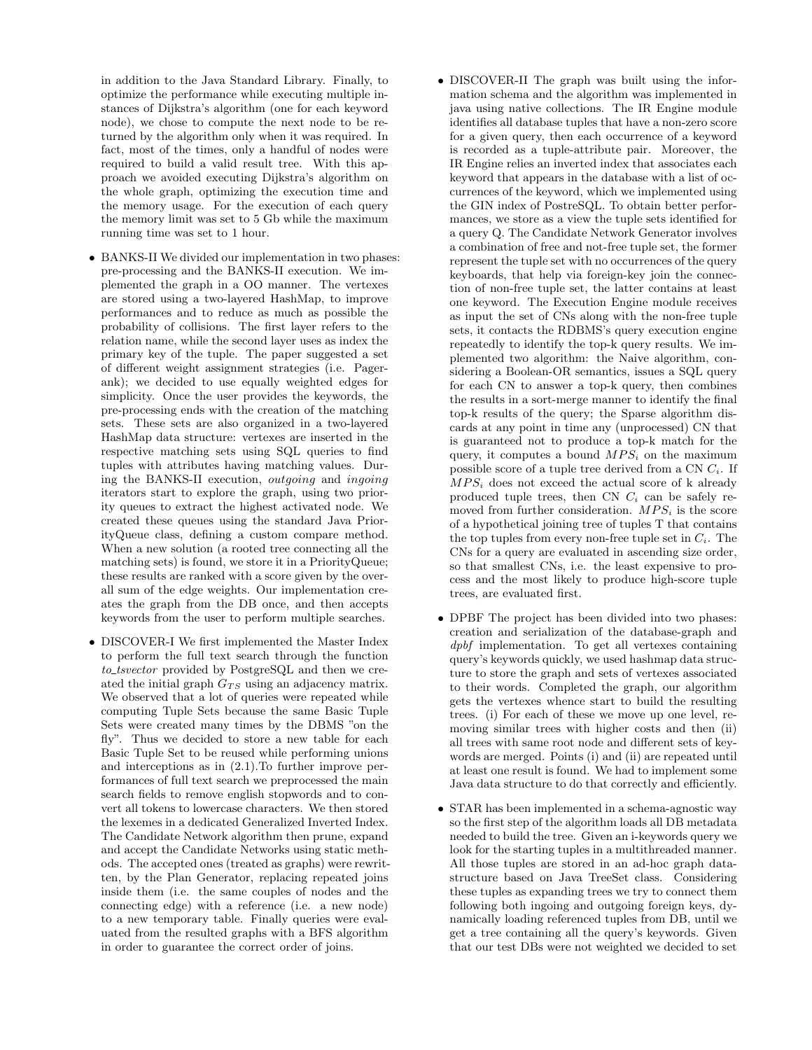in addition to the Java Standard Library. Finally, to optimize the performance while executing multiple instances of Dijkstra's algorithm (one for each keyword node), we chose to compute the next node to be returned by the algorithm only when it was required. In fact, most of the times, only a handful of nodes were required to build a valid result tree. With this approach we avoided executing Dijkstra's algorithm on the whole graph, optimizing the execution time and the memory usage. For the execution of each query the memory limit was set to 5 Gb while the maximum running time was set to 1 hour.

- BANKS-II We divided our implementation in two phases: pre-processing and the BANKS-II execution. We implemented the graph in a OO manner. The vertexes are stored using a two-layered HashMap, to improve performances and to reduce as much as possible the probability of collisions. The first layer refers to the relation name, while the second layer uses as index the primary key of the tuple. The paper suggested a set of different weight assignment strategies (i.e. Pagerank); we decided to use equally weighted edges for simplicity. Once the user provides the keywords, the pre-processing ends with the creation of the matching sets. These sets are also organized in a two-layered HashMap data structure: vertexes are inserted in the respective matching sets using SQL queries to find tuples with attributes having matching values. During the BANKS-II execution, *outgoing* and *ingoing* iterators start to explore the graph, using two priority queues to extract the highest activated node. We created these queues using the standard Java PriorityQueue class, defining a custom compare method. When a new solution (a rooted tree connecting all the matching sets) is found, we store it in a PriorityQueue; these results are ranked with a score given by the overall sum of the edge weights. Our implementation creates the graph from the DB once, and then accepts keywords from the user to perform multiple searches.

- DISCOVER-I We first implemented the Master Index to perform the full text search through the function *to_tsvector* provided by PostgreSQL and then we created the initial graph $G_{TS}$ using an adjacency matrix. We observed that a lot of queries were repeated while computing Tuple Sets because the same Basic Tuple Sets were created many times by the DBMS "on the fly". Thus we decided to store a new table for each Basic Tuple Set to be reused while performing unions and interceptions as in (2.1).To further improve performances of full text search we preprocessed the main search fields to remove english stopwords and to convert all tokens to lowercase characters. We then stored the lexemes in a dedicated Generalized Inverted Index. The Candidate Network algorithm then prune, expand and accept the Candidate Networks using static methods. The accepted ones (treated as graphs) were rewritten, by the Plan Generator, replacing repeated joins inside them (i.e. the same couples of nodes and the connecting edge) with a reference (i.e. a new node) to a new temporary table. Finally queries were evaluated from the resulted graphs with a BFS algorithm in order to guarantee the correct order of joins.

- DISCOVER-II The graph was built using the information schema and the algorithm was implemented in java using native collections. The IR Engine module identifies all database tuples that have a non-zero score for a given query, then each occurrence of a keyword is recorded as a tuple-attribute pair. Moreover, the IR Engine relies an inverted index that associates each keyword that appears in the database with a list of occurrences of the keyword, which we implemented using the GIN index of PostreSQL. To obtain better performances, we store as a view the tuple sets identified for a query Q. The Candidate Network Generator involves a combination of free and not-free tuple set, the former represent the tuple set with no occurrences of the query keyboards, that help via foreign-key join the connection of non-free tuple set, the latter contains at least one keyword. The Execution Engine module receives as input the set of CNs along with the non-free tuple sets, it contacts the RDBMS's query execution engine repeatedly to identify the top-k query results. We implemented two algorithm: the Naive algorithm, considering a Boolean-OR semantics, issues a SQL query for each CN to answer a top-k query, then combines the results in a sort-merge manner to identify the final top-k results of the query; the Sparse algorithm discards at any point in time any (unprocessed) CN that is guaranteed not to produce a top-k match for the query, it computes a bound $MPS_i$ on the maximum possible score of a tuple tree derived from a CN $C_i$. If $MPS_i$ does not exceed the actual score of k already produced tuple trees, then CN $C_i$ can be safely removed from further consideration. $MPS_i$ is the score of a hypothetical joining tree of tuples T that contains the top tuples from every non-free tuple set in $C_i$. The CNs for a query are evaluated in ascending size order, so that smallest CNs, i.e. the least expensive to process and the most likely to produce high-score tuple trees, are evaluated first.

- DPBF The project has been divided into two phases: creation and serialization of the database-graph and *dpbf* implementation. To get all vertexes containing query's keywords quickly, we used hashmap data structure to store the graph and sets of vertexes associated to their words. Completed the graph, our algorithm gets the vertexes whence start to build the resulting trees. (i) For each of these we move up one level, removing similar trees with higher costs and then (ii) all trees with same root node and different sets of keywords are merged. Points (i) and (ii) are repeated until at least one result is found. We had to implement some Java data structure to do that correctly and efficiently.

- STAR has been implemented in a schema-agnostic way so the first step of the algorithm loads all DB metadata needed to build the tree. Given an i-keywords query we look for the starting tuples in a multithreaded manner. All those tuples are stored in an ad-hoc graph datastructure based on Java TreeSet class. Considering these tuples as expanding trees we try to connect them following both ingoing and outgoing foreign keys, dynamically loading referenced tuples from DB, until we get a tree containing all the query's keywords. Given that our test DBs were not weighted we decided to set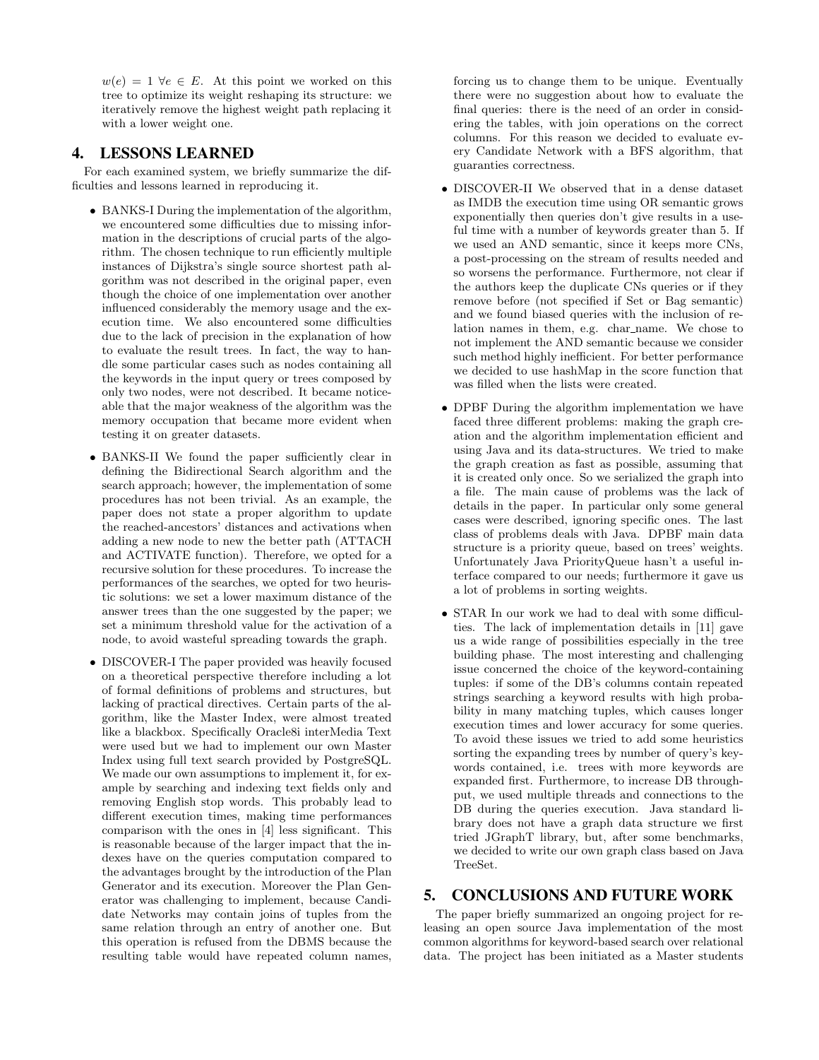$w(e) = 1 \; \forall e \in E$. At this point we worked on this tree to optimize its weight reshaping its structure: we iteratively remove the highest weight path replacing it with a lower weight one.

## 4. LESSONS LEARNED

For each examined system, we briefly summarize the difficulties and lessons learned in reproducing it.

- BANKS-I During the implementation of the algorithm, we encountered some difficulties due to missing information in the descriptions of crucial parts of the algorithm. The chosen technique to run efficiently multiple instances of Dijkstra's single source shortest path algorithm was not described in the original paper, even though the choice of one implementation over another influenced considerably the memory usage and the execution time. We also encountered some difficulties due to the lack of precision in the explanation of how to evaluate the result trees. In fact, the way to handle some particular cases such as nodes containing all the keywords in the input query or trees composed by only two nodes, were not described. It became noticeable that the major weakness of the algorithm was the memory occupation that became more evident when testing it on greater datasets.

- BANKS-II We found the paper sufficiently clear in defining the Bidirectional Search algorithm and the search approach; however, the implementation of some procedures has not been trivial. As an example, the paper does not state a proper algorithm to update the reached-ancestors' distances and activations when adding a new node to new the better path (ATTACH and ACTIVATE function). Therefore, we opted for a recursive solution for these procedures. To increase the performances of the searches, we opted for two heuristic solutions: we set a lower maximum distance of the answer trees than the one suggested by the paper; we set a minimum threshold value for the activation of a node, to avoid wasteful spreading towards the graph.

- DISCOVER-I The paper provided was heavily focused on a theoretical perspective therefore including a lot of formal definitions of problems and structures, but lacking of practical directives. Certain parts of the algorithm, like the Master Index, were almost treated like a blackbox. Specifically Oracle8i interMedia Text were used but we had to implement our own Master Index using full text search provided by PostgreSQL. We made our own assumptions to implement it, for example by searching and indexing text fields only and removing English stop words. This probably lead to different execution times, making time performances comparison with the ones in [4] less significant. This is reasonable because of the larger impact that the indexes have on the queries computation compared to the advantages brought by the introduction of the Plan Generator and its execution. Moreover the Plan Generator was challenging to implement, because Candidate Networks may contain joins of tuples from the same relation through an entry of another one. But this operation is refused from the DBMS because the resulting table would have repeated column names, forcing us to change them to be unique. Eventually there were no suggestion about how to evaluate the final queries: there is the need of an order in considering the tables, with join operations on the correct columns. For this reason we decided to evaluate every Candidate Network with a BFS algorithm, that guaranties correctness.

- DISCOVER-II We observed that in a dense dataset as IMDB the execution time using OR semantic grows exponentially then queries don't give results in a useful time with a number of keywords greater than 5. If we used an AND semantic, since it keeps more CNs, a post-processing on the stream of results needed and so worsens the performance. Furthermore, not clear if the authors keep the duplicate CNs queries or if they remove before (not specified if Set or Bag semantic) and we found biased queries with the inclusion of relation names in them, e.g. char_name. We chose to not implement the AND semantic because we consider such method highly inefficient. For better performance we decided to use hashMap in the score function that was filled when the lists were created.

- DPBF During the algorithm implementation we have faced three different problems: making the graph creation and the algorithm implementation efficient and using Java and its data-structures. We tried to make the graph creation as fast as possible, assuming that it is created only once. So we serialized the graph into a file. The main cause of problems was the lack of details in the paper. In particular only some general cases were described, ignoring specific ones. The last class of problems deals with Java. DPBF main data structure is a priority queue, based on trees' weights. Unfortunately Java PriorityQueue hasn't a useful interface compared to our needs; furthermore it gave us a lot of problems in sorting weights.

- STAR In our work we had to deal with some difficulties. The lack of implementation details in [11] gave us a wide range of possibilities especially in the tree building phase. The most interesting and challenging issue concerned the choice of the keyword-containing tuples: if some of the DB's columns contain repeated strings searching a keyword results with high probability in many matching tuples, which causes longer execution times and lower accuracy for some queries. To avoid these issues we tried to add some heuristics sorting the expanding trees by number of query's keywords contained, i.e. trees with more keywords are expanded first. Furthermore, to increase DB throughput, we used multiple threads and connections to the DB during the queries execution. Java standard library does not have a graph data structure we first tried JGraphT library, but, after some benchmarks, we decided to write our own graph class based on Java TreeSet.

## 5. CONCLUSIONS AND FUTURE WORK

The paper briefly summarized an ongoing project for releasing an open source Java implementation of the most common algorithms for keyword-based search over relational data. The project has been initiated as a Master students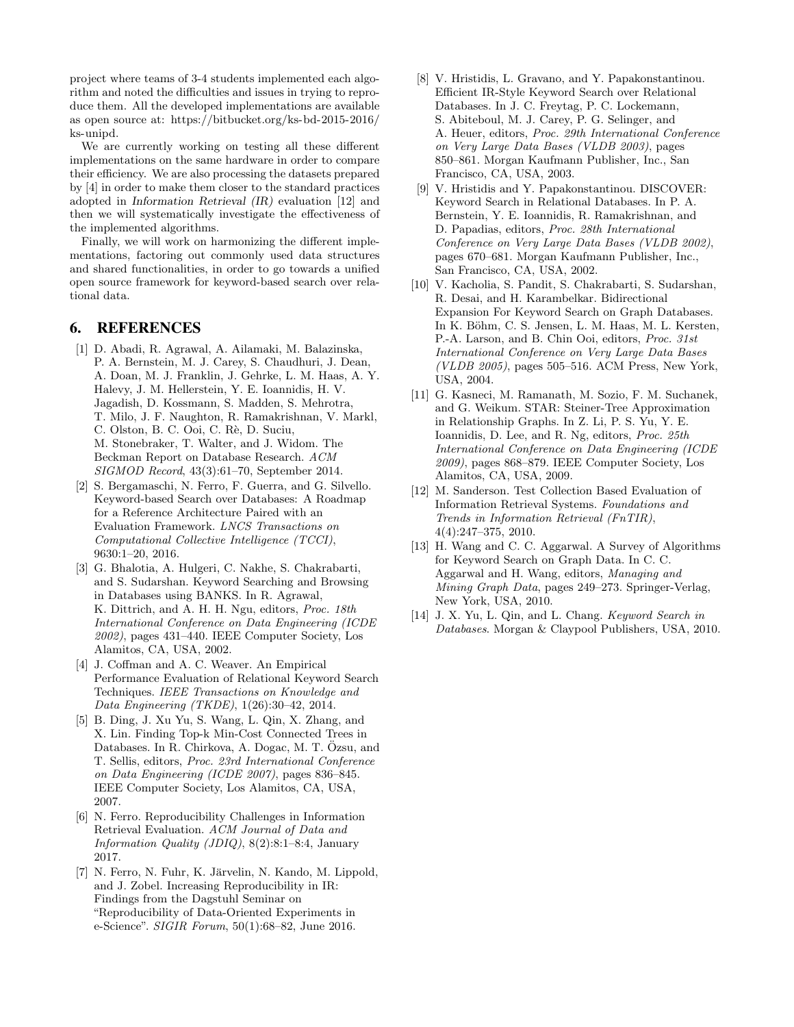project where teams of 3-4 students implemented each algorithm and noted the difficulties and issues in trying to reproduce them. All the developed implementations are available as open source at: https://bitbucket.org/ks-bd-2015-2016/ks-unipd.

We are currently working on testing all these different implementations on the same hardware in order to compare their efficiency. We are also processing the datasets prepared by [4] in order to make them closer to the standard practices adopted in *Information Retrieval (IR)* evaluation [12] and then we will systematically investigate the effectiveness of the implemented algorithms.

Finally, we will work on harmonizing the different implementations, factoring out commonly used data structures and shared functionalities, in order to go towards a unified open source framework for keyword-based search over relational data.

## 6. REFERENCES

[1] D. Abadi, R. Agrawal, A. Ailamaki, M. Balazinska, P. A. Bernstein, M. J. Carey, S. Chaudhuri, J. Dean, A. Doan, M. J. Franklin, J. Gehrke, L. M. Haas, A. Y. Halevy, J. M. Hellerstein, Y. E. Ioannidis, H. V. Jagadish, D. Kossmann, S. Madden, S. Mehrotra, T. Milo, J. F. Naughton, R. Ramakrishnan, V. Markl, C. Olston, B. C. Ooi, C. Rè, D. Suciu, M. Stonebraker, T. Walter, and J. Widom. The Beckman Report on Database Research. *ACM SIGMOD Record*, 43(3):61–70, September 2014.

[2] S. Bergamaschi, N. Ferro, F. Guerra, and G. Silvello. Keyword-based Search over Databases: A Roadmap for a Reference Architecture Paired with an Evaluation Framework. *LNCS Transactions on Computational Collective Intelligence (TCCI)*, 9630:1–20, 2016.

[3] G. Bhalotia, A. Hulgeri, C. Nakhe, S. Chakrabarti, and S. Sudarshan. Keyword Searching and Browsing in Databases using BANKS. In R. Agrawal, K. Dittrich, and A. H. H. Ngu, editors, *Proc. 18th International Conference on Data Engineering (ICDE 2002)*, pages 431–440. IEEE Computer Society, Los Alamitos, CA, USA, 2002.

[4] J. Coffman and A. C. Weaver. An Empirical Performance Evaluation of Relational Keyword Search Techniques. *IEEE Transactions on Knowledge and Data Engineering (TKDE)*, 1(26):30–42, 2014.

[5] B. Ding, J. Xu Yu, S. Wang, L. Qin, X. Zhang, and X. Lin. Finding Top-k Min-Cost Connected Trees in Databases. In R. Chirkova, A. Dogac, M. T. Özsu, and T. Sellis, editors, *Proc. 23rd International Conference on Data Engineering (ICDE 2007)*, pages 836–845. IEEE Computer Society, Los Alamitos, CA, USA, 2007.

[6] N. Ferro. Reproducibility Challenges in Information Retrieval Evaluation. *ACM Journal of Data and Information Quality (JDIQ)*, 8(2):8:1–8:4, January 2017.

[7] N. Ferro, N. Fuhr, K. Järvelin, N. Kando, M. Lippold, and J. Zobel. Increasing Reproducibility in IR: Findings from the Dagstuhl Seminar on "Reproducibility of Data-Oriented Experiments in e-Science". *SIGIR Forum*, 50(1):68–82, June 2016.

[8] V. Hristidis, L. Gravano, and Y. Papakonstantinou. Efficient IR-Style Keyword Search over Relational Databases. In J. C. Freytag, P. C. Lockemann, S. Abiteboul, M. J. Carey, P. G. Selinger, and A. Heuer, editors, *Proc. 29th International Conference on Very Large Data Bases (VLDB 2003)*, pages 850–861. Morgan Kaufmann Publisher, Inc., San Francisco, CA, USA, 2003.

[9] V. Hristidis and Y. Papakonstantinou. DISCOVER: Keyword Search in Relational Databases. In P. A. Bernstein, Y. E. Ioannidis, R. Ramakrishnan, and D. Papadias, editors, *Proc. 28th International Conference on Very Large Data Bases (VLDB 2002)*, pages 670–681. Morgan Kaufmann Publisher, Inc., San Francisco, CA, USA, 2002.

[10] V. Kacholia, S. Pandit, S. Chakrabarti, S. Sudarshan, R. Desai, and H. Karambelkar. Bidirectional Expansion For Keyword Search on Graph Databases. In K. Böhm, C. S. Jensen, L. M. Haas, M. L. Kersten, P.-A. Larson, and B. Chin Ooi, editors, *Proc. 31st International Conference on Very Large Data Bases (VLDB 2005)*, pages 505–516. ACM Press, New York, USA, 2004.

[11] G. Kasneci, M. Ramanath, M. Sozio, F. M. Suchanek, and G. Weikum. STAR: Steiner-Tree Approximation in Relationship Graphs. In Z. Li, P. S. Yu, Y. E. Ioannidis, D. Lee, and R. Ng, editors, *Proc. 25th International Conference on Data Engineering (ICDE 2009)*, pages 868–879. IEEE Computer Society, Los Alamitos, CA, USA, 2009.

[12] M. Sanderson. Test Collection Based Evaluation of Information Retrieval Systems. *Foundations and Trends in Information Retrieval (FnTIR)*, 4(4):247–375, 2010.

[13] H. Wang and C. C. Aggarwal. A Survey of Algorithms for Keyword Search on Graph Data. In C. C. Aggarwal and H. Wang, editors, *Managing and Mining Graph Data*, pages 249–273. Springer-Verlag, New York, USA, 2010.

[14] J. X. Yu, L. Qin, and L. Chang. *Keyword Search in Databases*. Morgan & Claypool Publishers, USA, 2010.